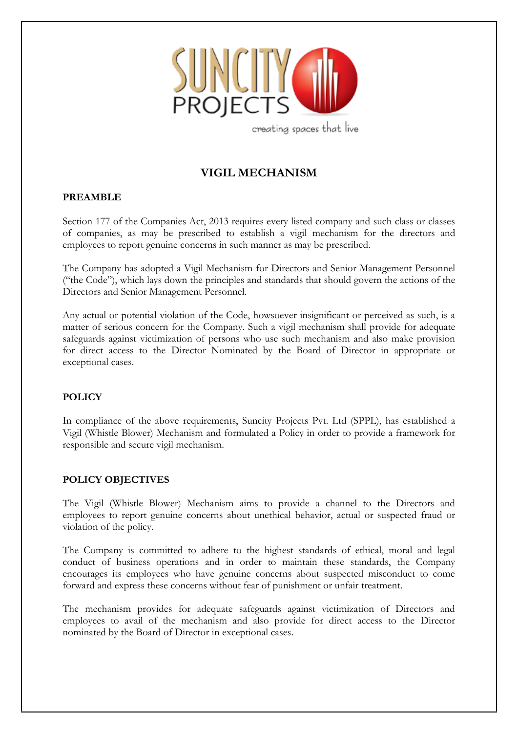# VIGIL MECHANISM

## PREAMBLE

Section 177 of the Companies Act, 2013 requires every listed company and such class or classes of companies, as may be prescribed to establish a vigil mechanism for the directors and employees to report genuine concerns in such manner as may be prescribed.

The Company has adopted a Vigil Mechanism for Directors and Senior Management Personnel ("the Code"), which lays down the principles and standards that should govern the actions of the Directors and Senior Management Personnel.

Any actual or potential violation of the Code, howsoever insignificant or perceived as such, is a matter of serious concern for the Company. Such a vigil mechanism shall provide for adequate safeguards against victimization of persons who use such mechanism and also make provision for direct access to the Director Nominated by the Board of Director in appropriate or exceptional cases.

## POLICY

In compliance of the above requirements, Suncity Projects Pvt. Ltd (SPPL), has established a Vigil (Whistle Blower) Mechanism and formulated a Policy in order to provide a framework for responsible and secure vigil mechanism.

## POLICY OBJECTIVES

The Vigil (Whistle Blower) Mechanism aims to provide a channel to the Directors and employees to report genuine concerns about unethical behavior, actual or suspected fraud or violation of the policy.

The Company is committed to adhere to the highest standards of ethical, moral and legal conduct of business operations and in order to maintain these standards, the Company encourages its employees who have genuine concerns about suspected misconduct to come forward and express these concerns without fear of punishment or unfair treatment.

The mechanism provides for adequate safeguards against victimization of Directors and employees to avail of the mechanism and also provide for direct access to the Director nominated by the Board of Director in exceptional cases.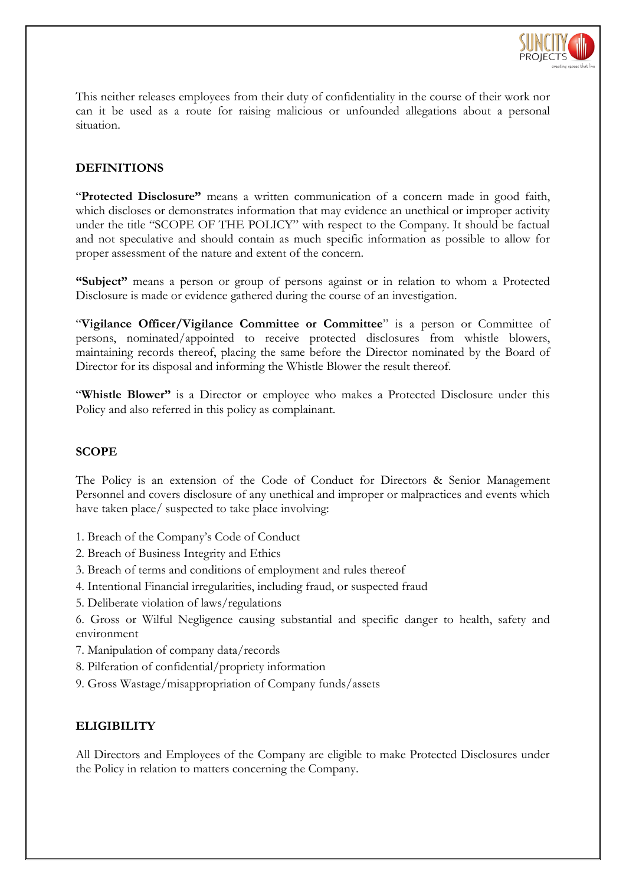This neither releases employees from their duty of confidentiality in the course of their work nor can it be used as a route for raising malicious or unfounded allegations about a personal situation.

## DEFINITIONS

"**Protected Disclosure"** means a written communication of a concern made in good faith, which discloses or demonstrates information that may evidence an unethical or improper activity under the title "SCOPE OF THE POLICY" with respect to the Company. It should be factual and not speculative and should contain as much specific information as possible to allow for proper assessment of the nature and extent of the concern.

**"Subject"** means a person or group of persons against or in relation to whom a Protected Disclosure is made or evidence gathered during the course of an investigation.

"**Vigilance Officer/Vigilance Committee or Committee**" is a person or Committee of persons, nominated/appointed to receive protected disclosures from whistle blowers, maintaining records thereof, placing the same before the Director nominated by the Board of Director for its disposal and informing the Whistle Blower the result thereof.

"**Whistle Blower"** is a Director or employee who makes a Protected Disclosure under this Policy and also referred in this policy as complainant.

## SCOPE

The Policy is an extension of the Code of Conduct for Directors & Senior Management Personnel and covers disclosure of any unethical and improper or malpractices and events which have taken place/ suspected to take place involving:

1. Breach of the Company's Code of Conduct
2. Breach of Business Integrity and Ethics
3. Breach of terms and conditions of employment and rules thereof
4. Intentional Financial irregularities, including fraud, or suspected fraud
5. Deliberate violation of laws/regulations
6. Gross or Wilful Negligence causing substantial and specific danger to health, safety and environment
7. Manipulation of company data/records
8. Pilferation of confidential/propriety information
9. Gross Wastage/misappropriation of Company funds/assets

## ELIGIBILITY

All Directors and Employees of the Company are eligible to make Protected Disclosures under the Policy in relation to matters concerning the Company.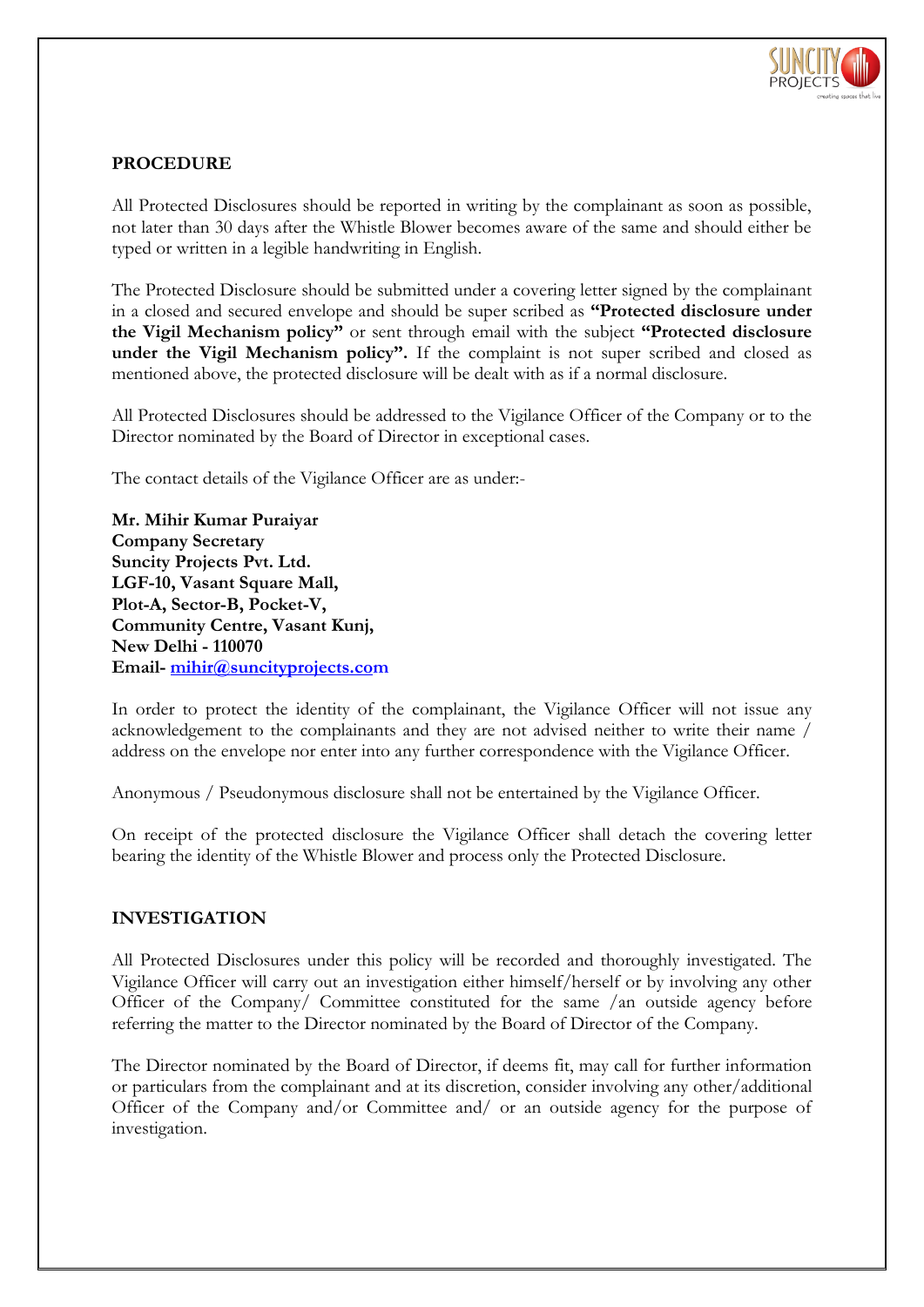## PROCEDURE

All Protected Disclosures should be reported in writing by the complainant as soon as possible, not later than 30 days after the Whistle Blower becomes aware of the same and should either be typed or written in a legible handwriting in English.

The Protected Disclosure should be submitted under a covering letter signed by the complainant in a closed and secured envelope and should be super scribed as **"Protected disclosure under the Vigil Mechanism policy"** or sent through email with the subject **"Protected disclosure under the Vigil Mechanism policy".** If the complaint is not super scribed and closed as mentioned above, the protected disclosure will be dealt with as if a normal disclosure.

All Protected Disclosures should be addressed to the Vigilance Officer of the Company or to the Director nominated by the Board of Director in exceptional cases.

The contact details of the Vigilance Officer are as under:-

**Mr. Mihir Kumar Puraiyar**
**Company Secretary**
**Suncity Projects Pvt. Ltd.**
**LGF-10, Vasant Square Mall,**
**Plot-A, Sector-B, Pocket-V,**
**Community Centre, Vasant Kunj,**
**New Delhi - 110070**
**Email- mihir@suncityprojects.com**

In order to protect the identity of the complainant, the Vigilance Officer will not issue any acknowledgement to the complainants and they are not advised neither to write their name / address on the envelope nor enter into any further correspondence with the Vigilance Officer.

Anonymous / Pseudonymous disclosure shall not be entertained by the Vigilance Officer.

On receipt of the protected disclosure the Vigilance Officer shall detach the covering letter bearing the identity of the Whistle Blower and process only the Protected Disclosure.

## INVESTIGATION

All Protected Disclosures under this policy will be recorded and thoroughly investigated. The Vigilance Officer will carry out an investigation either himself/herself or by involving any other Officer of the Company/ Committee constituted for the same /an outside agency before referring the matter to the Director nominated by the Board of Director of the Company.

The Director nominated by the Board of Director, if deems fit, may call for further information or particulars from the complainant and at its discretion, consider involving any other/additional Officer of the Company and/or Committee and/ or an outside agency for the purpose of investigation.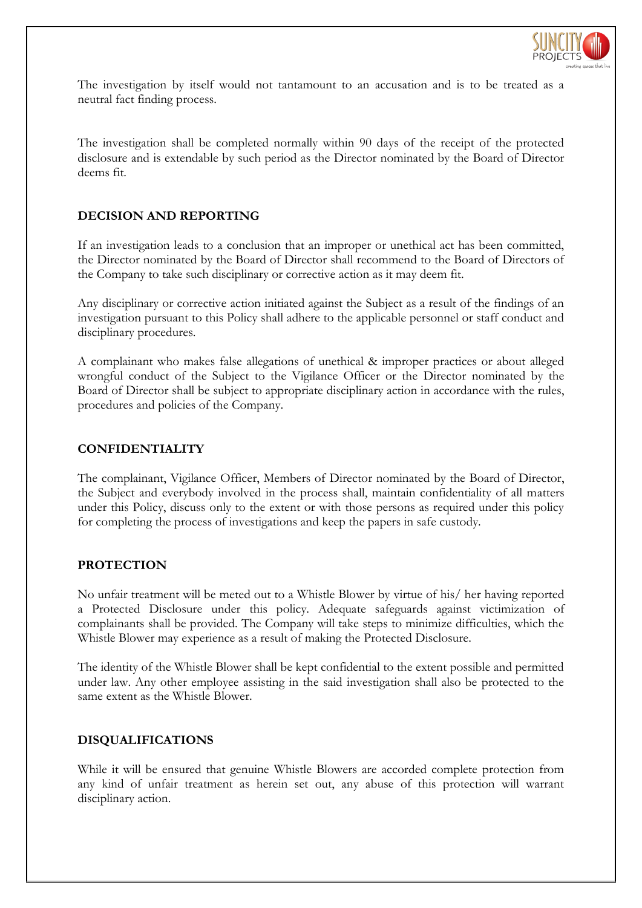The investigation by itself would not tantamount to an accusation and is to be treated as a neutral fact finding process.

The investigation shall be completed normally within 90 days of the receipt of the protected disclosure and is extendable by such period as the Director nominated by the Board of Director deems fit.

## DECISION AND REPORTING

If an investigation leads to a conclusion that an improper or unethical act has been committed, the Director nominated by the Board of Director shall recommend to the Board of Directors of the Company to take such disciplinary or corrective action as it may deem fit.

Any disciplinary or corrective action initiated against the Subject as a result of the findings of an investigation pursuant to this Policy shall adhere to the applicable personnel or staff conduct and disciplinary procedures.

A complainant who makes false allegations of unethical & improper practices or about alleged wrongful conduct of the Subject to the Vigilance Officer or the Director nominated by the Board of Director shall be subject to appropriate disciplinary action in accordance with the rules, procedures and policies of the Company.

## CONFIDENTIALITY

The complainant, Vigilance Officer, Members of Director nominated by the Board of Director, the Subject and everybody involved in the process shall, maintain confidentiality of all matters under this Policy, discuss only to the extent or with those persons as required under this policy for completing the process of investigations and keep the papers in safe custody.

## PROTECTION

No unfair treatment will be meted out to a Whistle Blower by virtue of his/ her having reported a Protected Disclosure under this policy. Adequate safeguards against victimization of complainants shall be provided. The Company will take steps to minimize difficulties, which the Whistle Blower may experience as a result of making the Protected Disclosure.

The identity of the Whistle Blower shall be kept confidential to the extent possible and permitted under law. Any other employee assisting in the said investigation shall also be protected to the same extent as the Whistle Blower.

## DISQUALIFICATIONS

While it will be ensured that genuine Whistle Blowers are accorded complete protection from any kind of unfair treatment as herein set out, any abuse of this protection will warrant disciplinary action.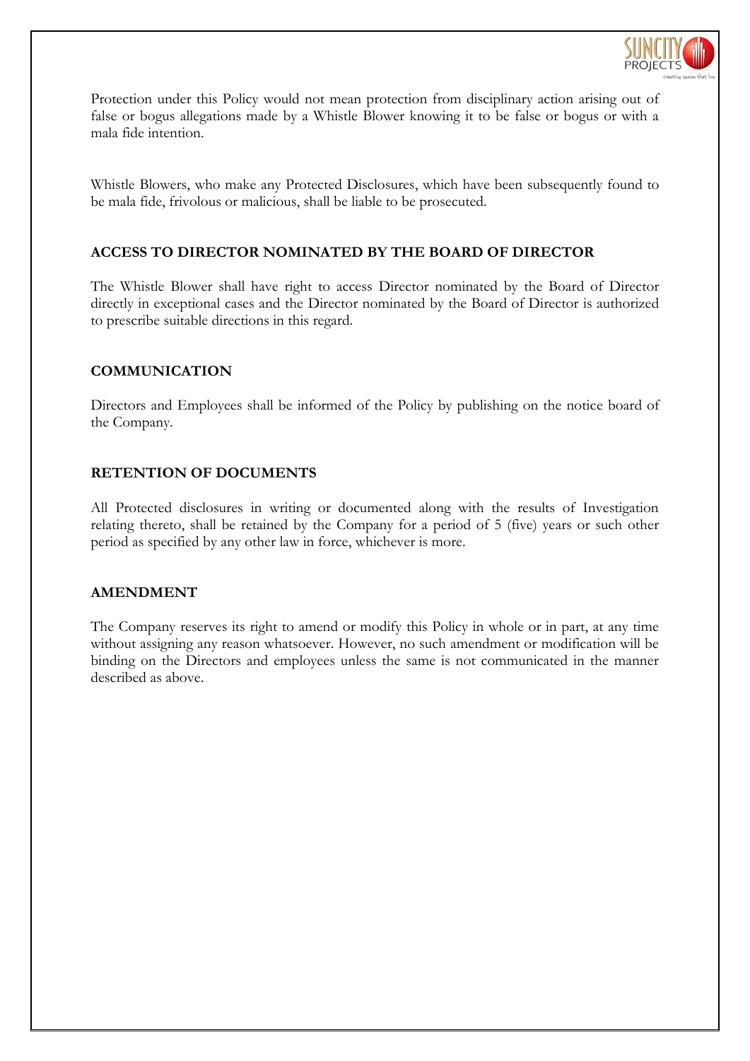Protection under this Policy would not mean protection from disciplinary action arising out of false or bogus allegations made by a Whistle Blower knowing it to be false or bogus or with a mala fide intention.

Whistle Blowers, who make any Protected Disclosures, which have been subsequently found to be mala fide, frivolous or malicious, shall be liable to be prosecuted.

## ACCESS TO DIRECTOR NOMINATED BY THE BOARD OF DIRECTOR

The Whistle Blower shall have right to access Director nominated by the Board of Director directly in exceptional cases and the Director nominated by the Board of Director is authorized to prescribe suitable directions in this regard.

## COMMUNICATION

Directors and Employees shall be informed of the Policy by publishing on the notice board of the Company.

## RETENTION OF DOCUMENTS

All Protected disclosures in writing or documented along with the results of Investigation relating thereto, shall be retained by the Company for a period of 5 (five) years or such other period as specified by any other law in force, whichever is more.

## AMENDMENT

The Company reserves its right to amend or modify this Policy in whole or in part, at any time without assigning any reason whatsoever. However, no such amendment or modification will be binding on the Directors and employees unless the same is not communicated in the manner described as above.